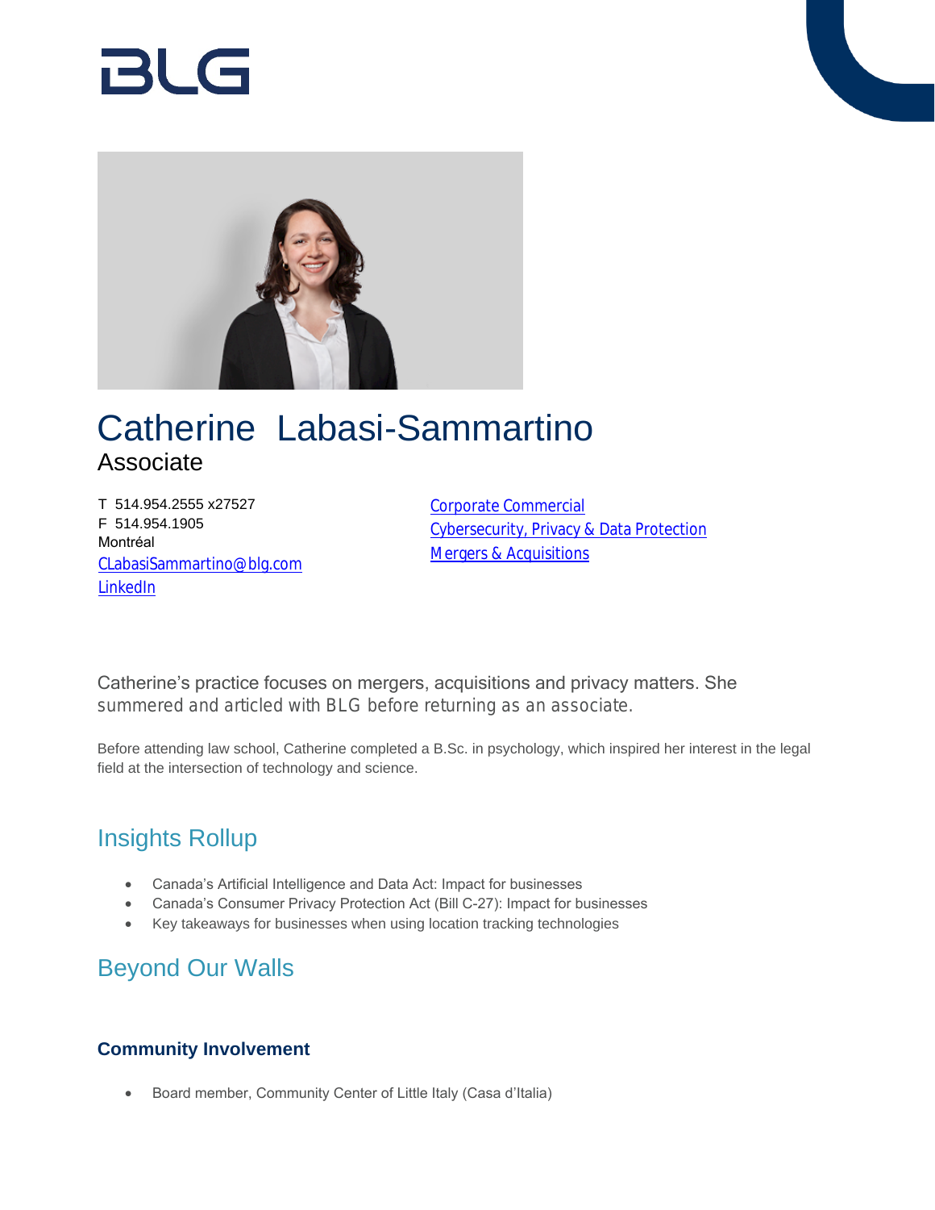# Catherine Labasi-Sammartino

Associate

T 514.954.2555 x27527
F 514.954.1905
Montréal
CLabasiSammartino@blg.com
LinkedIn

Corporate Commercial
Cybersecurity, Privacy & Data Protection
Mergers & Acquisitions

Catherine's practice focuses on mergers, acquisitions and privacy matters. She summered and articled with BLG before returning as an associate.

Before attending law school, Catherine completed a B.Sc. in psychology, which inspired her interest in the legal field at the intersection of technology and science.

## Insights Rollup

- Canada's Artificial Intelligence and Data Act: Impact for businesses
- Canada's Consumer Privacy Protection Act (Bill C-27): Impact for businesses
- Key takeaways for businesses when using location tracking technologies

## Beyond Our Walls

### Community Involvement

- Board member, Community Center of Little Italy (Casa d'Italia)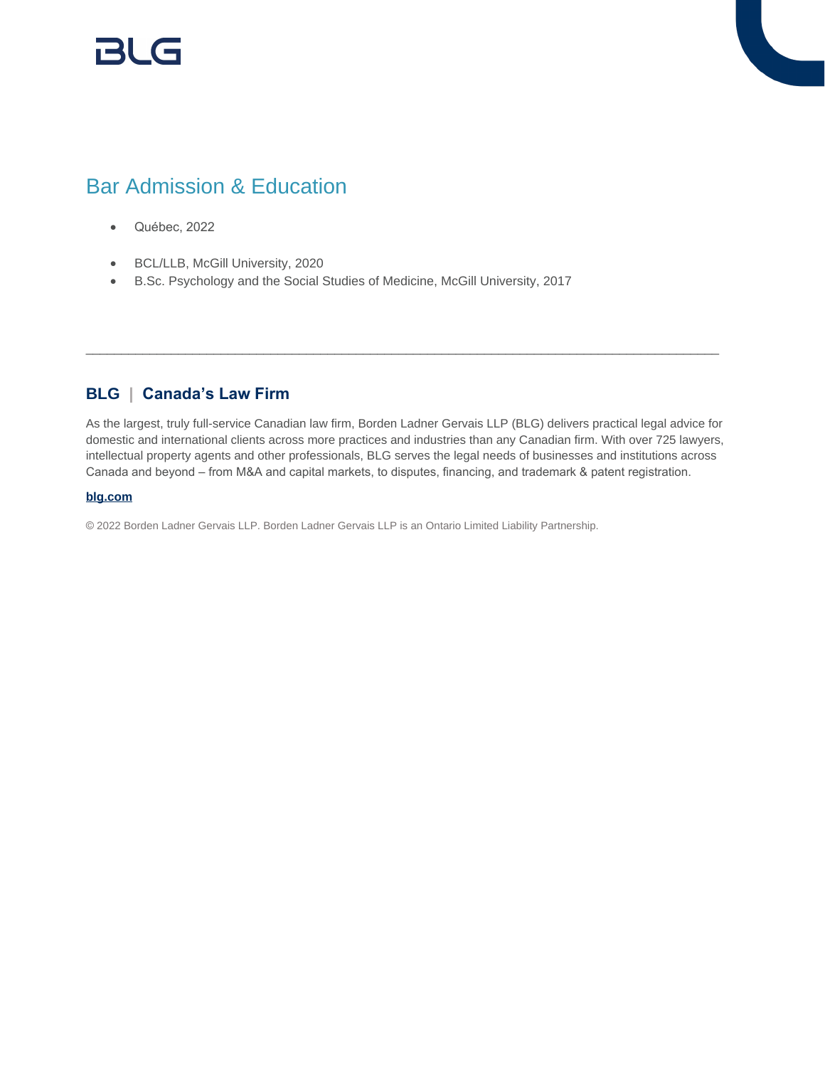## Bar Admission & Education

- Québec, 2022

- BCL/LLB, McGill University, 2020
- B.Sc. Psychology and the Social Studies of Medicine, McGill University, 2017

---

### BLG | Canada's Law Firm

As the largest, truly full-service Canadian law firm, Borden Ladner Gervais LLP (BLG) delivers practical legal advice for domestic and international clients across more practices and industries than any Canadian firm. With over 725 lawyers, intellectual property agents and other professionals, BLG serves the legal needs of businesses and institutions across Canada and beyond – from M&A and capital markets, to disputes, financing, and trademark & patent registration.

**blg.com**

© 2022 Borden Ladner Gervais LLP. Borden Ladner Gervais LLP is an Ontario Limited Liability Partnership.